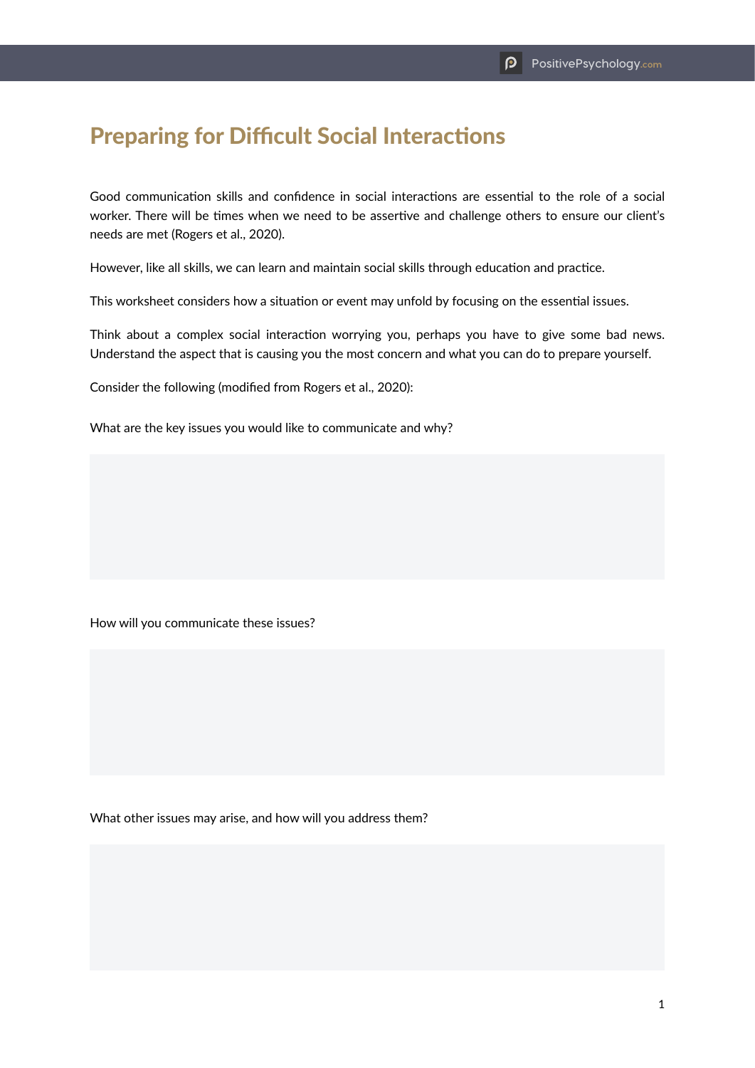# Preparing for Difficult Social Interactions

Good communication skills and confidence in social interactions are essential to the role of a social worker. There will be times when we need to be assertive and challenge others to ensure our client's needs are met (Rogers et al., 2020).

However, like all skills, we can learn and maintain social skills through education and practice.

This worksheet considers how a situation or event may unfold by focusing on the essential issues.

Think about a complex social interaction worrying you, perhaps you have to give some bad news. Understand the aspect that is causing you the most concern and what you can do to prepare yourself.

Consider the following (modified from Rogers et al., 2020):

What are the key issues you would like to communicate and why?

How will you communicate these issues?

What other issues may arise, and how will you address them?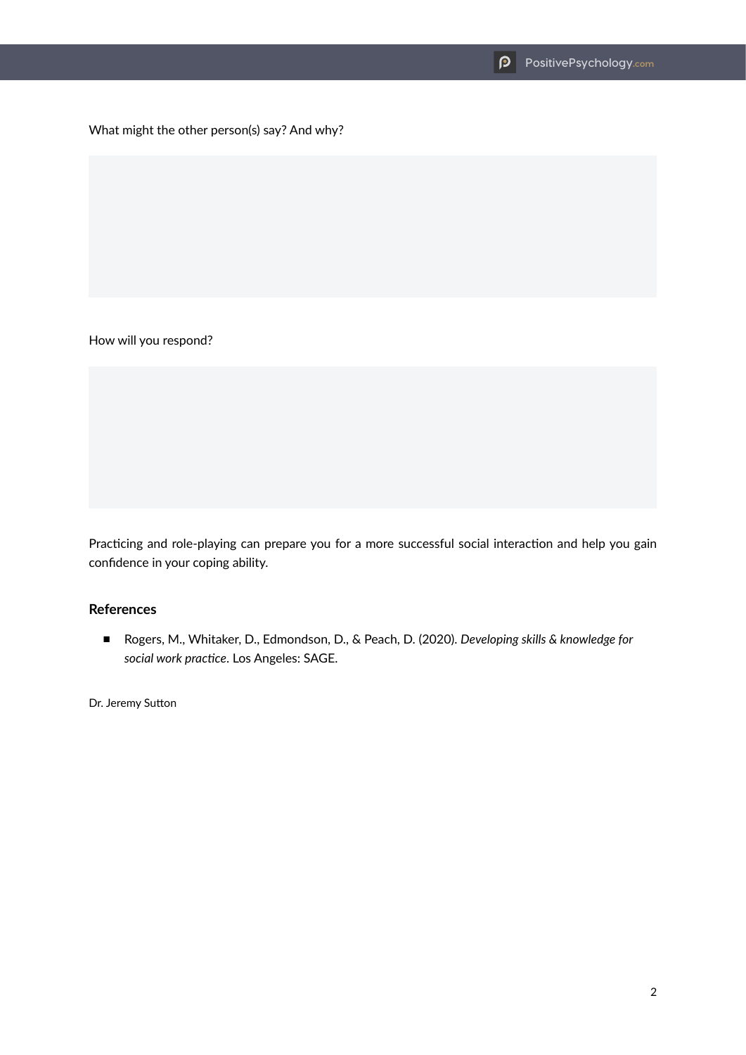What might the other person(s) say? And why?

How will you respond?

Practicing and role-playing can prepare you for a more successful social interaction and help you gain confidence in your coping ability.

### References

- Rogers, M., Whitaker, D., Edmondson, D., & Peach, D. (2020). *Developing skills & knowledge for social work practice*. Los Angeles: SAGE.

Dr. Jeremy Sutton